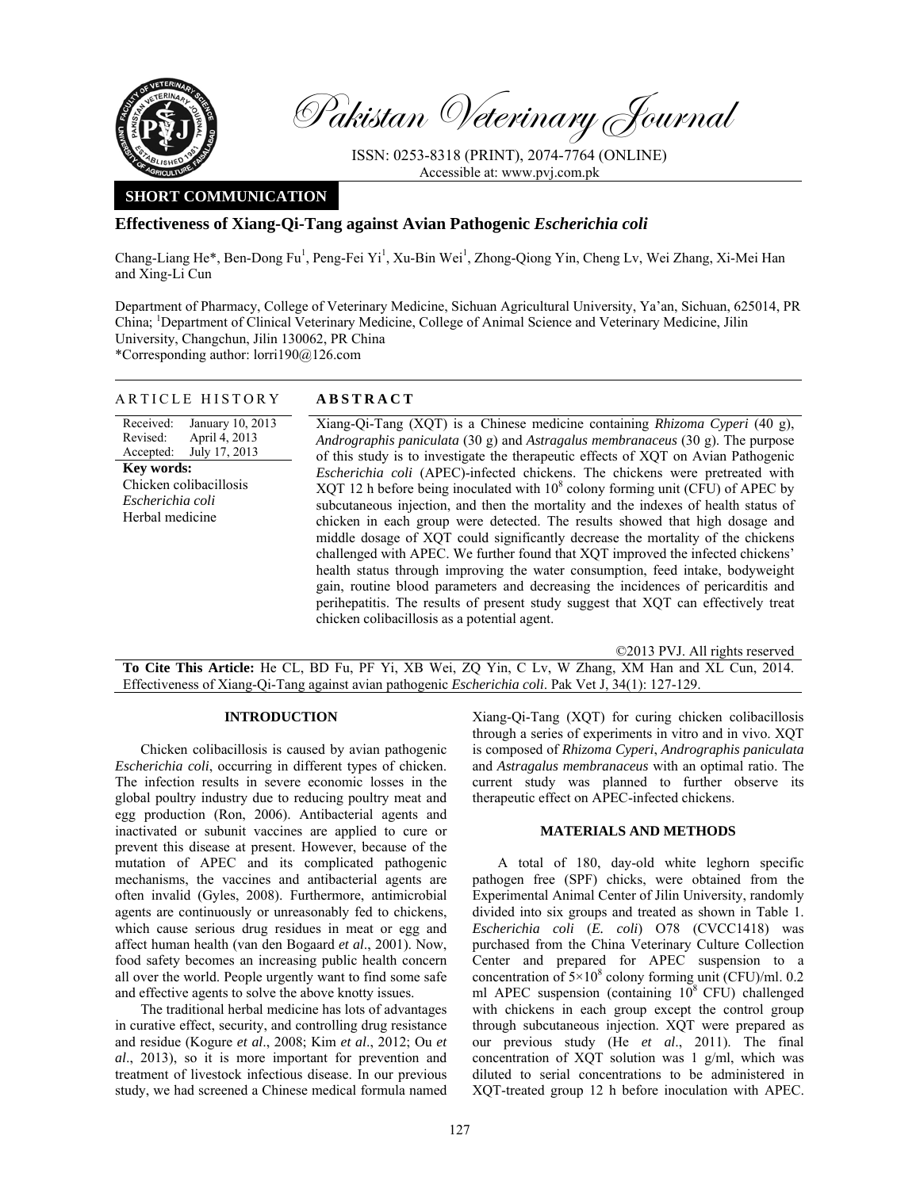Pakistan Veterinary Journal

ISSN: 0253-8318 (PRINT), 2074-7764 (ONLINE)
Accessible at: www.pvj.com.pk

**SHORT COMMUNICATION**

# Effectiveness of Xiang-Qi-Tang against Avian Pathogenic *Escherichia coli*

Chang-Liang He*, Ben-Dong Fu[1], Peng-Fei Yi[1], Xu-Bin Wei[1], Zhong-Qiong Yin, Cheng Lv, Wei Zhang, Xi-Mei Han and Xing-Li Cun

Department of Pharmacy, College of Veterinary Medicine, Sichuan Agricultural University, Ya'an, Sichuan, 625014, PR China; [1]Department of Clinical Veterinary Medicine, College of Animal Science and Veterinary Medicine, Jilin University, Changchun, Jilin 130062, PR China
*Corresponding author: lorri190@126.com

## ARTICLE HISTORY

Received: January 10, 2013
Revised: April 4, 2013
Accepted: July 17, 2013

**Key words:**
Chicken colibacillosis
*Escherichia coli*
Herbal medicine

## ABSTRACT

Xiang-Qi-Tang (XQT) is a Chinese medicine containing *Rhizoma Cyperi* (40 g), *Andrographis paniculata* (30 g) and *Astragalus membranaceus* (30 g). The purpose of this study is to investigate the therapeutic effects of XQT on Avian Pathogenic *Escherichia coli* (APEC)-infected chickens. The chickens were pretreated with XQT 12 h before being inoculated with $10^8$ colony forming unit (CFU) of APEC by subcutaneous injection, and then the mortality and the indexes of health status of chicken in each group were detected. The results showed that high dosage and middle dosage of XQT could significantly decrease the mortality of the chickens challenged with APEC. We further found that XQT improved the infected chickens' health status through improving the water consumption, feed intake, bodyweight gain, routine blood parameters and decreasing the incidences of pericarditis and perihepatitis. The results of present study suggest that XQT can effectively treat chicken colibacillosis as a potential agent.

©2013 PVJ. All rights reserved

**To Cite This Article:** He CL, BD Fu, PF Yi, XB Wei, ZQ Yin, C Lv, W Zhang, XM Han and XL Cun, 2014. Effectiveness of Xiang-Qi-Tang against avian pathogenic *Escherichia coli*. Pak Vet J, 34(1): 127-129.

## INTRODUCTION

Chicken colibacillosis is caused by avian pathogenic *Escherichia coli*, occurring in different types of chicken. The infection results in severe economic losses in the global poultry industry due to reducing poultry meat and egg production (Ron, 2006). Antibacterial agents and inactivated or subunit vaccines are applied to cure or prevent this disease at present. However, because of the mutation of APEC and its complicated pathogenic mechanisms, the vaccines and antibacterial agents are often invalid (Gyles, 2008). Furthermore, antimicrobial agents are continuously or unreasonably fed to chickens, which cause serious drug residues in meat or egg and affect human health (van den Bogaard *et al*., 2001). Now, food safety becomes an increasing public health concern all over the world. People urgently want to find some safe and effective agents to solve the above knotty issues.

The traditional herbal medicine has lots of advantages in curative effect, security, and controlling drug resistance and residue (Kogure *et al*., 2008; Kim *et al*., 2012; Ou *et al*., 2013), so it is more important for prevention and treatment of livestock infectious disease. In our previous study, we had screened a Chinese medical formula named Xiang-Qi-Tang (XQT) for curing chicken colibacillosis through a series of experiments in vitro and in vivo. XQT is composed of *Rhizoma Cyperi*, *Andrographis paniculata* and *Astragalus membranaceus* with an optimal ratio. The current study was planned to further observe its therapeutic effect on APEC-infected chickens.

## MATERIALS AND METHODS

A total of 180, day-old white leghorn specific pathogen free (SPF) chicks, were obtained from the Experimental Animal Center of Jilin University, randomly divided into six groups and treated as shown in Table 1. *Escherichia coli* (*E. coli*) O78 (CVCC1418) was purchased from the China Veterinary Culture Collection Center and prepared for APEC suspension to a concentration of $5\times10^8$ colony forming unit (CFU)/ml. 0.2 ml APEC suspension (containing $10^8$ CFU) challenged with chickens in each group except the control group through subcutaneous injection. XQT were prepared as our previous study (He *et al*., 2011). The final concentration of XQT solution was 1 g/ml, which was diluted to serial concentrations to be administered in XQT-treated group 12 h before inoculation with APEC.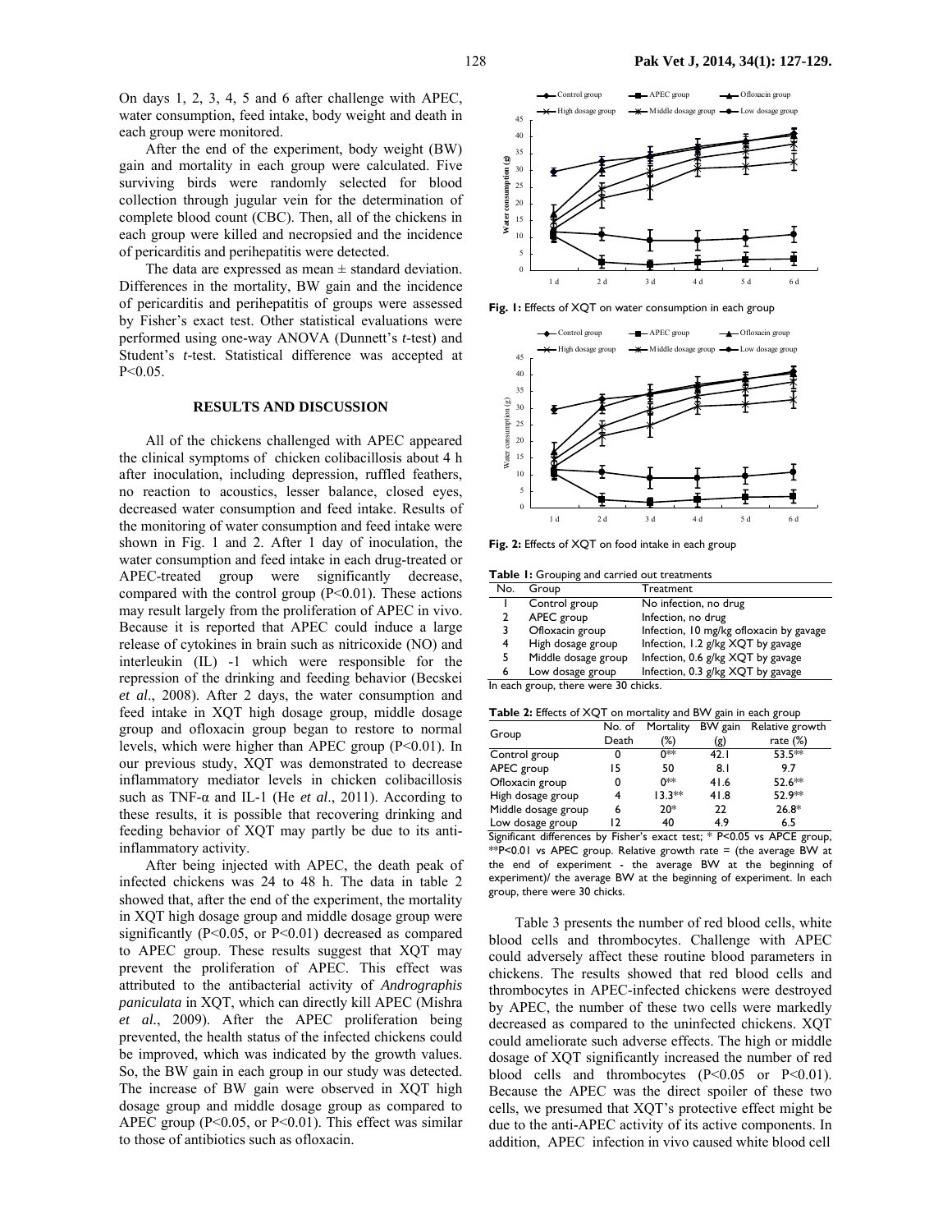On days 1, 2, 3, 4, 5 and 6 after challenge with APEC, water consumption, feed intake, body weight and death in each group were monitored.

After the end of the experiment, body weight (BW) gain and mortality in each group were calculated. Five surviving birds were randomly selected for blood collection through jugular vein for the determination of complete blood count (CBC). Then, all of the chickens in each group were killed and necropsied and the incidence of pericarditis and perihepatitis were detected.

The data are expressed as mean ± standard deviation. Differences in the mortality, BW gain and the incidence of pericarditis and perihepatitis of groups were assessed by Fisher's exact test. Other statistical evaluations were performed using one-way ANOVA (Dunnett's *t*-test) and Student's *t*-test. Statistical difference was accepted at $P<0.05$.

## RESULTS AND DISCUSSION

All of the chickens challenged with APEC appeared the clinical symptoms of chicken colibacillosis about 4 h after inoculation, including depression, ruffled feathers, no reaction to acoustics, lesser balance, closed eyes, decreased water consumption and feed intake. Results of the monitoring of water consumption and feed intake were shown in Fig. 1 and 2. After 1 day of inoculation, the water consumption and feed intake in each drug-treated or APEC-treated group were significantly decrease, compared with the control group ($P<0.01$). These actions may result largely from the proliferation of APEC in vivo. Because it is reported that APEC could induce a large release of cytokines in brain such as nitricoxide (NO) and interleukin (IL) -1 which were responsible for the repression of the drinking and feeding behavior (Becskei *et al*., 2008). After 2 days, the water consumption and feed intake in XQT high dosage group, middle dosage group and ofloxacin group began to restore to normal levels, which were higher than APEC group ($P<0.01$). In our previous study, XQT was demonstrated to decrease inflammatory mediator levels in chicken colibacillosis such as TNF-α and IL-1 (He *et al*., 2011). According to these results, it is possible that recovering drinking and feeding behavior of XQT may partly be due to its anti-inflammatory activity.

After being injected with APEC, the death peak of infected chickens was 24 to 48 h. The data in table 2 showed that, after the end of the experiment, the mortality in XQT high dosage group and middle dosage group were significantly ($P<0.05$, or $P<0.01$) decreased as compared to APEC group. These results suggest that XQT may prevent the proliferation of APEC. This effect was attributed to the antibacterial activity of *Andrographis paniculata* in XQT, which can directly kill APEC (Mishra *et al.*, 2009). After the APEC proliferation being prevented, the health status of the infected chickens could be improved, which was indicated by the growth values. So, the BW gain in each group in our study was detected. The increase of BW gain were observed in XQT high dosage group and middle dosage group as compared to APEC group ($P<0.05$, or $P<0.01$). This effect was similar to those of antibiotics such as ofloxacin.

**Fig. 1:** Effects of XQT on water consumption in each group

**Fig. 2:** Effects of XQT on food intake in each group

**Table 1:** Grouping and carried out treatments

| No. | Group | Treatment |
|---|---|---|
| 1 | Control group | No infection, no drug |
| 2 | APEC group | Infection, no drug |
| 3 | Ofloxacin group | Infection, 10 mg/kg ofloxacin by gavage |
| 4 | High dosage group | Infection, 1.2 g/kg XQT by gavage |
| 5 | Middle dosage group | Infection, 0.6 g/kg XQT by gavage |
| 6 | Low dosage group | Infection, 0.3 g/kg XQT by gavage |

In each group, there were 30 chicks.

**Table 2:** Effects of XQT on mortality and BW gain in each group

| Group | No. of Death | Mortality (%) | BW gain (g) | Relative growth rate (%) |
|---|---|---|---|---|
| Control group | 0 | 0** | 42.1 | 53.5** |
| APEC group | 15 | 50 | 8.1 | 9.7 |
| Ofloxacin group | 0 | 0** | 41.6 | 52.6** |
| High dosage group | 4 | 13.3** | 41.8 | 52.9** |
| Middle dosage group | 6 | 20* | 22 | 26.8* |
| Low dosage group | 12 | 40 | 4.9 | 6.5 |

Significant differences by Fisher's exact test; * $P<0.05$ vs APCE group, ** $P<0.01$ vs APEC group. Relative growth rate = (the average BW at the end of experiment - the average BW at the beginning of experiment)/ the average BW at the beginning of experiment. In each group, there were 30 chicks.

Table 3 presents the number of red blood cells, white blood cells and thrombocytes. Challenge with APEC could adversely affect these routine blood parameters in chickens. The results showed that red blood cells and thrombocytes in APEC-infected chickens were destroyed by APEC, the number of these two cells were markedly decreased as compared to the uninfected chickens. XQT could ameliorate such adverse effects. The high or middle dosage of XQT significantly increased the number of red blood cells and thrombocytes ($P<0.05$ or $P<0.01$). Because the APEC was the direct spoiler of these two cells, we presumed that XQT's protective effect might be due to the anti-APEC activity of its active components. In addition, APEC infection in vivo caused white blood cell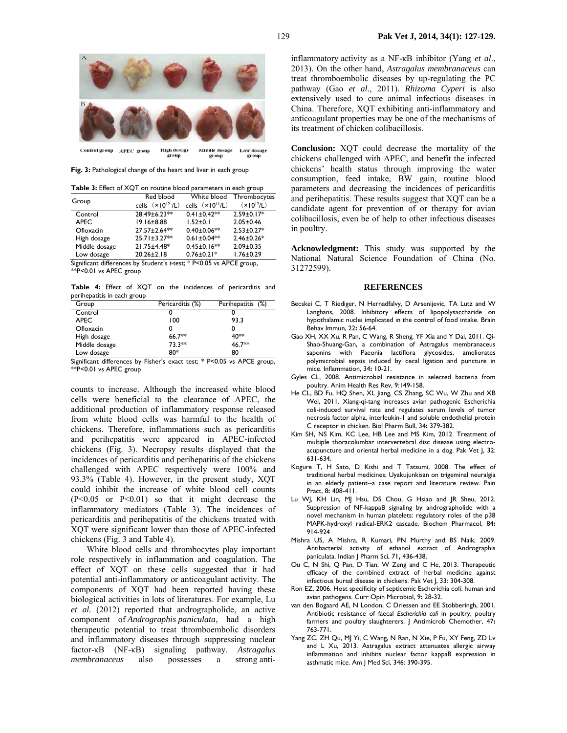Control group APEC group High dosage group Middle dosage group Low dosage group

**Fig. 3:** Pathological change of the heart and liver in each group

**Table 3:** Effect of XQT on routine blood parameters in each group

| Group | Red blood cells ($\times10^{12}$/L) | White blood cells ($\times10^{11}$/L) | Thrombocytes ($\times10^{12}$/L) |
|---|---|---|---|
| Control | 28.49±6.23** | 0.41±0.42** | 2.59±0.17* |
| APEC | 19.16±8.88 | 1.52±0.1 | 2.05±0.46 |
| Ofloxacin | 27.57±2.64** | 0.40±0.06** | 2.53±0.27* |
| High dosage | 25.71±3.27** | 0.61±0.04** | 2.46±0.26* |
| Middle dosage | 21.75±4.48* | 0.45±0.16** | 2.09±0.35 |
| Low dosage | 20.26±2.18 | 0.76±0.21* | 1.76±0.29 |

Significant differences by Student's *t*-test; * P<0.05 vs APCE group, **P<0.01 vs APEC group

**Table 4:** Effect of XQT on the incidences of pericarditis and perihepatitis in each group

| Group | Pericarditis (%) | Perihepatitis (%) |
|---|---|---|
| Control | 0 | 0 |
| APEC | 100 | 93.3 |
| Ofloxacin | 0 | 0 |
| High dosage | 66.7** | 40** |
| Middle dosage | 73.3** | 46.7** |
| Low dosage | 80* | 80 |

Significant differences by Fisher's exact test; * P<0.05 vs APCE group, **P<0.01 vs APEC group

counts to increase. Although the increased white blood cells were beneficial to the clearance of APEC, the additional production of inflammatory response released from white blood cells was harmful to the health of chickens. Therefore, inflammations such as pericarditis and perihepatitis were appeared in APEC-infected chickens (Fig. 3). Necropsy results displayed that the incidences of pericarditis and perihepatitis of the chickens challenged with APEC respectively were 100% and 93.3% (Table 4). However, in the present study, XQT could inhibit the increase of white blood cell counts (P<0.05 or P<0.01) so that it might decrease the inflammatory mediators (Table 3). The incidences of pericarditis and perihepatitis of the chickens treated with XQT were significant lower than those of APEC-infected chickens (Fig. 3 and Table 4).

White blood cells and thrombocytes play important role respectively in inflammation and coagulation. The effect of XQT on these cells suggested that it had potential anti-inflammatory or anticoagulant activity. The components of XQT had been reported having these biological activities in lots of literatures. For example, Lu *et al.* (2012) reported that andrographolide, an active component of *Andrographis paniculata*, had a high therapeutic potential to treat thromboembolic disorders and inflammatory diseases through suppressing nuclear factor-κB (NF-κB) signaling pathway. *Astragalus membranaceus* also possesses a strong anti-inflammatory activity as a NF-κB inhibitor (Yang *et al*., 2013). On the other hand, *Astragalus membranaceus* can treat thromboembolic diseases by up-regulating the PC pathway (Gao *et al*., 2011). *Rhizoma Cyperi* is also extensively used to cure animal infectious diseases in China. Therefore, XQT exhibiting anti-inflammatory and anticoagulant properties may be one of the mechanisms of its treatment of chicken colibacillosis.

**Conclusion:** XQT could decrease the mortality of the chickens challenged with APEC, and benefit the infected chickens' health status through improving the water consumption, feed intake, BW gain, routine blood parameters and decreasing the incidences of pericarditis and perihepatitis. These results suggest that XQT can be a candidate agent for prevention of or therapy for avian colibacillosis, even be of help to other infectious diseases in poultry.

**Acknowledgment:** This study was supported by the National Natural Science Foundation of China (No. 31272599).

## REFERENCES

- Becskei C, T Riediger, N Hernadfalvy, D Arsenijevic, TA Lutz and W Langhans, 2008. Inhibitory effects of lipopolysaccharide on hypothalamic nuclei implicated in the control of food intake. Brain Behav Immun, 22**:** 56-64.
- Gao XH, XX Xu, R Pan, C Wang, R Sheng, YF Xia and Y Dai, 2011. Qi-Shao-Shuang-Gan, a combination of Astragalus membranaceus saponins with Paeonia lactiflora glycosides, ameliorates polymicrobial sepsis induced by cecal ligation and puncture in mice. Inflammation, 34**:** 10-21.
- Gyles CL, 2008. Antimicrobial resistance in selected bacteria from poultry. Anim Health Res Rev, 9:149-158.
- He CL, BD Fu, HQ Shen, XL Jiang, CS Zhang, SC Wu, W Zhu and XB Wei, 2011. Xiang-qi-tang increases avian pathogenic Escherichia coli-induced survival rate and regulates serum levels of tumor necrosis factor alpha, interleukin-1 and soluble endothelial protein C receptor in chicken. Biol Pharm Bull, 34**:** 379-382.
- Kim SH, NS Kim, KC Lee, HB Lee and MS Kim, 2012. Treatment of multiple thoracolumbar intervertebral disc disease using electro-acupuncture and oriental herbal medicine in a dog. Pak Vet J, 32: 631-634.
- Kogure T, H Sato, D Kishi and T Tatsumi, 2008. The effect of traditional herbal medicines; Uyakujunkisan on trigeminal neuralgia in an elderly patient--a case report and literature review. Pain Pract, 8**:** 408-411.
- Lu WJ, KH Lin, MJ Hsu, DS Chou, G Hsiao and JR Sheu, 2012. Suppression of NF-kappaB signaling by andrographolide with a novel mechanism in human platelets: regulatory roles of the p38 MAPK-hydroxyl radical-ERK2 cascade. Biochem Pharmacol, 84**:** 914-924
- Mishra US, A Mishra, R Kumari, PN Murthy and BS Naik, 2009. Antibacterial activity of ethanol extract of Andrographis paniculata. Indian J Pharm Sci, 71**,** 436-438.
- Ou C, N Shi, Q Pan, D Tian, W Zeng and C He, 2013. Therapeutic efficacy of the combined extract of herbal medicine against infectious bursal disease in chickens. Pak Vet J, 33: 304-308.
- Ron EZ, 2006. Host specificity of septicemic Escherichia coli: human and avian pathogens. Curr Opin Microbiol, 9**:** 28-32.
- van den Bogaard AE, N London, C Driessen and EE Stobberingh, 2001. Antibiotic resistance of faecal *Escherichia coli* in poultry, poultry farmers and poultry slaughterers. J Antimicrob Chemother, 47**:** 763-771.
- Yang ZC, ZH Qu, MJ Yi, C Wang, N Ran, N Xie, P Fu, XY Feng, ZD Lv and L Xu, 2013. Astragalus extract attenuates allergic airway inflammation and inhibits nuclear factor kappaB expression in asthmatic mice. Am J Med Sci, 346: 390-395.